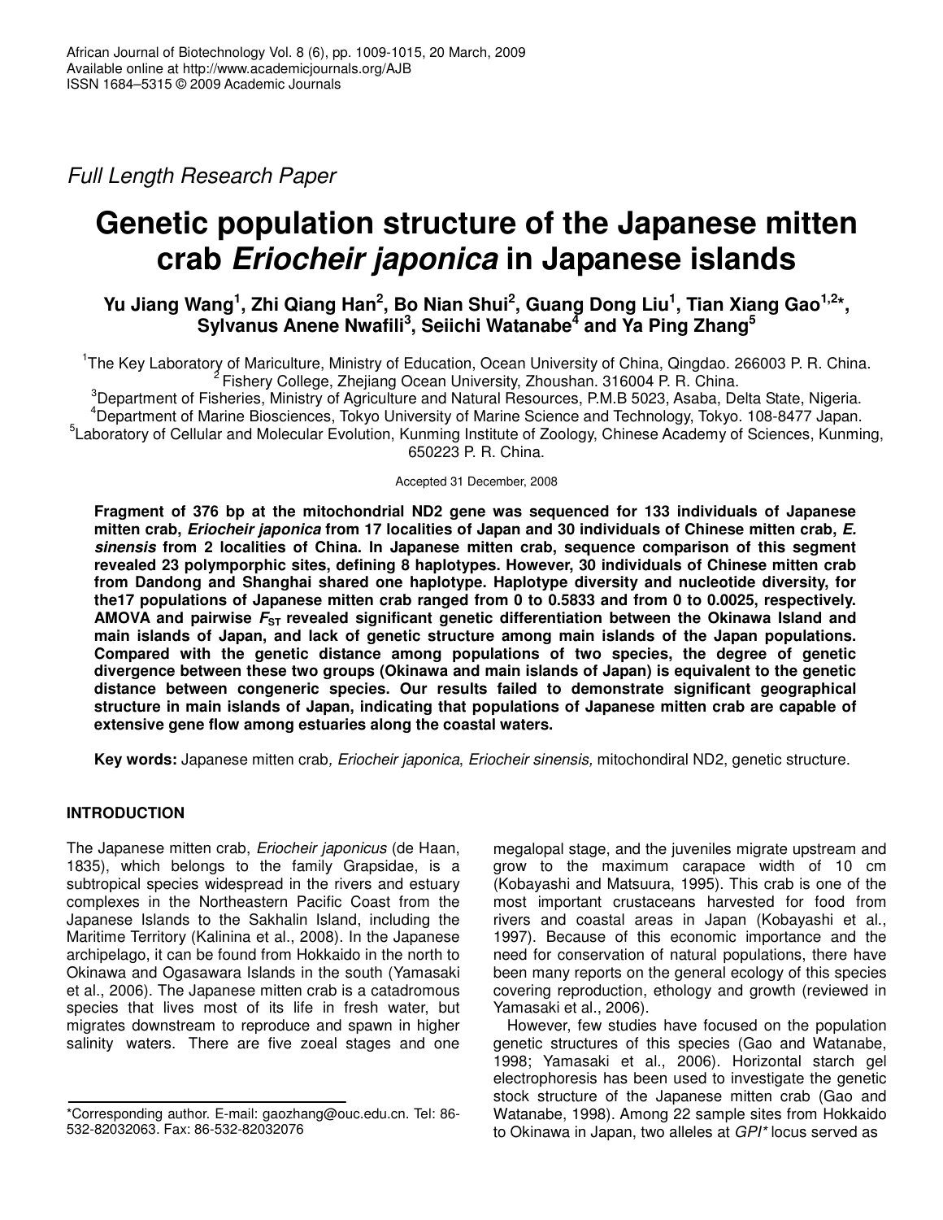*Full Length Research Paper*

# Genetic population structure of the Japanese mitten crab *Eriocheir japonica* in Japanese islands

**Yu Jiang Wang[1], Zhi Qiang Han[2], Bo Nian Shui[2], Guang Dong Liu[1], Tian Xiang Gao[1,2]*, Sylvanus Anene Nwafili[3], Seiichi Watanabe[4] and Ya Ping Zhang[5]**

[1]The Key Laboratory of Mariculture, Ministry of Education, Ocean University of China, Qingdao. 266003 P. R. China.
[2]Fishery College, Zhejiang Ocean University, Zhoushan. 316004 P. R. China.
[3]Department of Fisheries, Ministry of Agriculture and Natural Resources, P.M.B 5023, Asaba, Delta State, Nigeria.
[4]Department of Marine Biosciences, Tokyo University of Marine Science and Technology, Tokyo. 108-8477 Japan.
[5]Laboratory of Cellular and Molecular Evolution, Kunming Institute of Zoology, Chinese Academy of Sciences, Kunming, 650223 P. R. China.

Accepted 31 December, 2008

**Fragment of 376 bp at the mitochondrial ND2 gene was sequenced for 133 individuals of Japanese mitten crab, *Eriocheir japonica* from 17 localities of Japan and 30 individuals of Chinese mitten crab, *E. sinensis* from 2 localities of China. In Japanese mitten crab, sequence comparison of this segment revealed 23 polympporphic sites, defining 8 haplotypes. However, 30 individuals of Chinese mitten crab from Dandong and Shanghai shared one haplotype. Haplotype diversity and nucleotide diversity, for the17 populations of Japanese mitten crab ranged from 0 to 0.5833 and from 0 to 0.0025, respectively. AMOVA and pairwise $F_{ST}$ revealed significant genetic differentiation between the Okinawa Island and main islands of Japan, and lack of genetic structure among main islands of the Japan populations. Compared with the genetic distance among populations of two species, the degree of genetic divergence between these two groups (Okinawa and main islands of Japan) is equivalent to the genetic distance between congeneric species. Our results failed to demonstrate significant geographical structure in main islands of Japan, indicating that populations of Japanese mitten crab are capable of extensive gene flow among estuaries along the coastal waters.**

**Key words:** Japanese mitten crab*, Eriocheir japonica*, *Eriocheir sinensis,* mitochondiral ND2, genetic structure.

## INTRODUCTION

The Japanese mitten crab, *Eriocheir japonicus* (de Haan, 1835), which belongs to the family Grapsidae, is a subtropical species widespread in the rivers and estuary complexes in the Northeastern Pacific Coast from the Japanese Islands to the Sakhalin Island, including the Maritime Territory (Kalinina et al., 2008). In the Japanese archipelago, it can be found from Hokkaido in the north to Okinawa and Ogasawara Islands in the south (Yamasaki et al., 2006). The Japanese mitten crab is a catadromous species that lives most of its life in fresh water, but migrates downstream to reproduce and spawn in higher salinity waters. There are five zoeal stages and one megalopal stage, and the juveniles migrate upstream and grow to the maximum carapace width of 10 cm (Kobayashi and Matsuura, 1995). This crab is one of the most important crustaceans harvested for food from rivers and coastal areas in Japan (Kobayashi et al., 1997). Because of this economic importance and the need for conservation of natural populations, there have been many reports on the general ecology of this species covering reproduction, ethology and growth (reviewed in Yamasaki et al., 2006).

However, few studies have focused on the population genetic structures of this species (Gao and Watanabe, 1998; Yamasaki et al., 2006). Horizontal starch gel electrophoresis has been used to investigate the genetic stock structure of the Japanese mitten crab (Gao and Watanabe, 1998). Among 22 sample sites from Hokkaido to Okinawa in Japan, two alleles at *GPI** locus served as

*Corresponding author. E-mail: gaozhang@ouc.edu.cn. Tel: 86-532-82032063. Fax: 86-532-82032076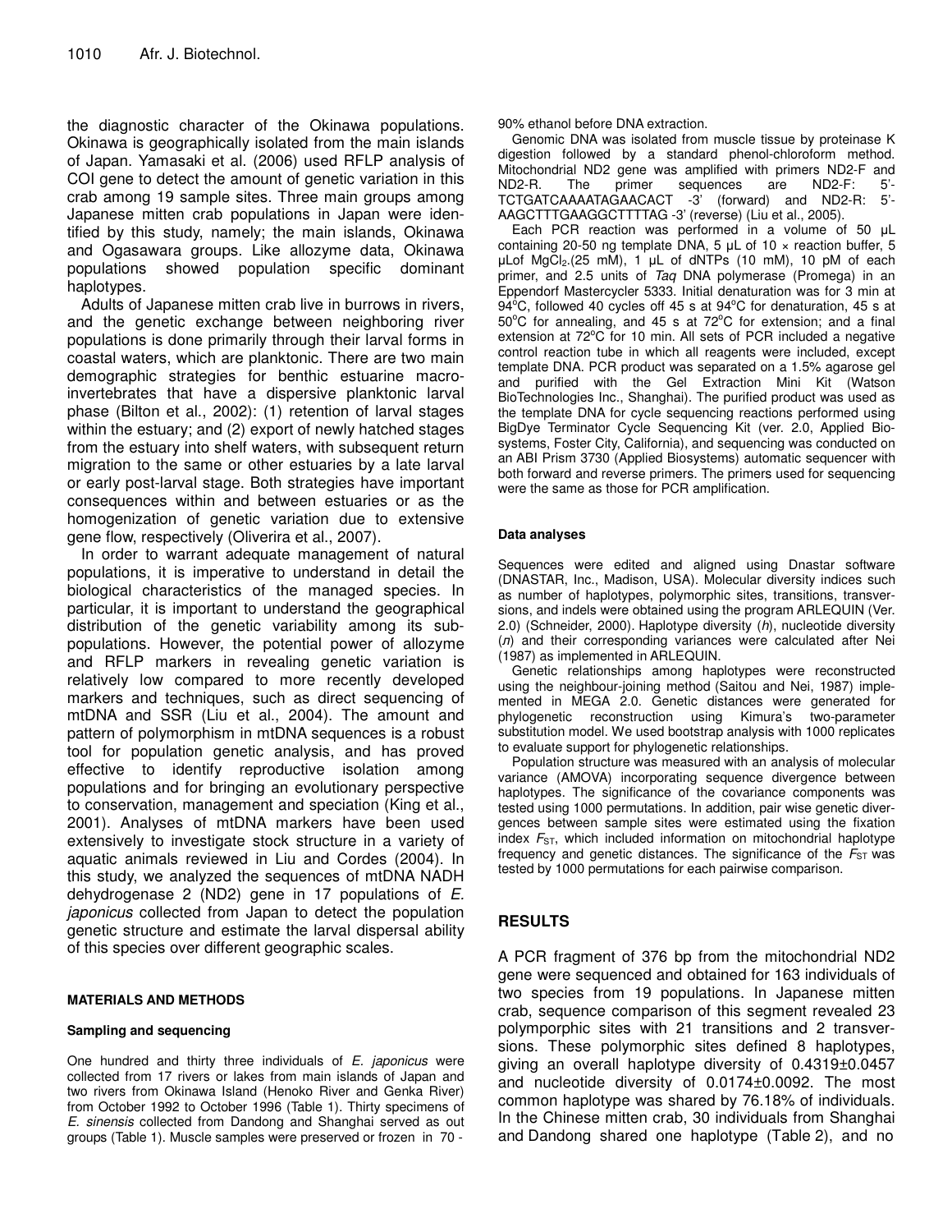the diagnostic character of the Okinawa populations. Okinawa is geographically isolated from the main islands of Japan. Yamasaki et al. (2006) used RFLP analysis of COI gene to detect the amount of genetic variation in this crab among 19 sample sites. Three main groups among Japanese mitten crab populations in Japan were identified by this study, namely; the main islands, Okinawa and Ogasawara groups. Like allozyme data, Okinawa populations showed population specific dominant haplotypes.

Adults of Japanese mitten crab live in burrows in rivers, and the genetic exchange between neighboring river populations is done primarily through their larval forms in coastal waters, which are planktonic. There are two main demographic strategies for benthic estuarine macroinvertebrates that have a dispersive planktonic larval phase (Bilton et al., 2002): (1) retention of larval stages within the estuary; and (2) export of newly hatched stages from the estuary into shelf waters, with subsequent return migration to the same or other estuaries by a late larval or early post-larval stage. Both strategies have important consequences within and between estuaries or as the homogenization of genetic variation due to extensive gene flow, respectively (Oliverira et al., 2007).

In order to warrant adequate management of natural populations, it is imperative to understand in detail the biological characteristics of the managed species. In particular, it is important to understand the geographical distribution of the genetic variability among its subpopulations. However, the potential power of allozyme and RFLP markers in revealing genetic variation is relatively low compared to more recently developed markers and techniques, such as direct sequencing of mtDNA and SSR (Liu et al., 2004). The amount and pattern of polymorphism in mtDNA sequences is a robust tool for population genetic analysis, and has proved effective to identify reproductive isolation among populations and for bringing an evolutionary perspective to conservation, management and speciation (King et al., 2001). Analyses of mtDNA markers have been used extensively to investigate stock structure in a variety of aquatic animals reviewed in Liu and Cordes (2004). In this study, we analyzed the sequences of mtDNA NADH dehydrogenase 2 (ND2) gene in 17 populations of *E. japonicus* collected from Japan to detect the population genetic structure and estimate the larval dispersal ability of this species over different geographic scales.

## MATERIALS AND METHODS

### Sampling and sequencing

One hundred and thirty three individuals of *E. japonicus* were collected from 17 rivers or lakes from main islands of Japan and two rivers from Okinawa Island (Henoko River and Genka River) from October 1992 to October 1996 (Table 1). Thirty specimens of *E. sinensis* collected from Dandong and Shanghai served as out groups (Table 1). Muscle samples were preserved or frozen in 70 - 90% ethanol before DNA extraction.

Genomic DNA was isolated from muscle tissue by proteinase K digestion followed by a standard phenol-chloroform method. Mitochondrial ND2 gene was amplified with primers ND2-F and ND2-R. The primer sequences are ND2-F: 5'-TCTGATCAAAATAGAACACT -3' (forward) and ND2-R: 5'-AAGCTTTGAAGGCTTTTAG -3' (reverse) (Liu et al., 2005).

Each PCR reaction was performed in a volume of 50 µL containing 20-50 ng template DNA, 5 µL of 10 × reaction buffer, 5 µLof $MgCl_2$.(25 mM), 1 µL of dNTPs (10 mM), 10 pM of each primer, and 2.5 units of *Taq* DNA polymerase (Promega) in an Eppendorf Mastercycler 5333. Initial denaturation was for 3 min at 94°C, followed 40 cycles off 45 s at 94°C for denaturation, 45 s at 50°C for annealing, and 45 s at 72°C for extension; and a final extension at 72°C for 10 min. All sets of PCR included a negative control reaction tube in which all reagents were included, except template DNA. PCR product was separated on a 1.5% agarose gel and purified with the Gel Extraction Mini Kit (Watson BioTechnologies Inc., Shanghai). The purified product was used as the template DNA for cycle sequencing reactions performed using BigDye Terminator Cycle Sequencing Kit (ver. 2.0, Applied Biosystems, Foster City, California), and sequencing was conducted on an ABI Prism 3730 (Applied Biosystems) automatic sequencer with both forward and reverse primers. The primers used for sequencing were the same as those for PCR amplification.

### Data analyses

Sequences were edited and aligned using Dnastar software (DNASTAR, Inc., Madison, USA). Molecular diversity indices such as number of haplotypes, polymorphic sites, transitions, transversions, and indels were obtained using the program ARLEQUIN (Ver. 2.0) (Schneider, 2000). Haplotype diversity (*h*), nucleotide diversity ($\pi$) and their corresponding variances were calculated after Nei (1987) as implemented in ARLEQUIN.

Genetic relationships among haplotypes were reconstructed using the neighbour-joining method (Saitou and Nei, 1987) implemented in MEGA 2.0. Genetic distances were generated for phylogenetic reconstruction using Kimura's two-parameter substitution model. We used bootstrap analysis with 1000 replicates to evaluate support for phylogenetic relationships.

Population structure was measured with an analysis of molecular variance (AMOVA) incorporating sequence divergence between haplotypes. The significance of the covariance components was tested using 1000 permutations. In addition, pair wise genetic divergences between sample sites were estimated using the fixation index $F_{ST}$, which included information on mitochondrial haplotype frequency and genetic distances. The significance of the $F_{ST}$ was tested by 1000 permutations for each pairwise comparison.

## RESULTS

A PCR fragment of 376 bp from the mitochondrial ND2 gene were sequenced and obtained for 163 individuals of two species from 19 populations. In Japanese mitten crab, sequence comparison of this segment revealed 23 polymporphic sites with 21 transitions and 2 transversions. These polymorphic sites defined 8 haplotypes, giving an overall haplotype diversity of 0.4319±0.0457 and nucleotide diversity of 0.0174±0.0092. The most common haplotype was shared by 76.18% of individuals. In the Chinese mitten crab, 30 individuals from Shanghai and Dandong shared one haplotype (Table 2), and no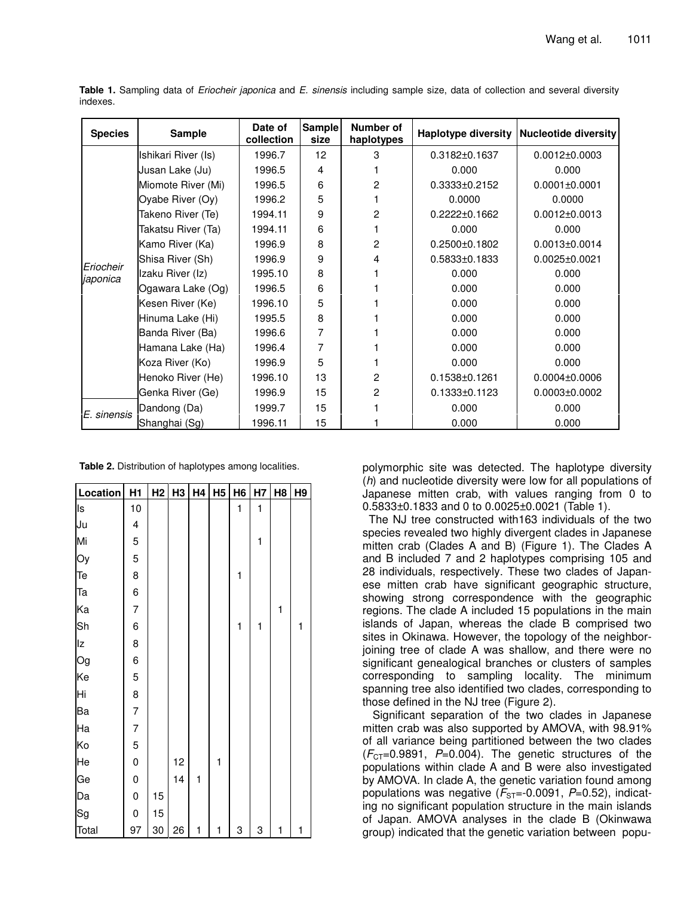**Table 1.** Sampling data of *Eriocheir japonica* and *E. sinensis* including sample size, data of collection and several diversity indexes.

| Species | Sample | Date of collection | Sample size | Number of haplotypes | Haplotype diversity | Nucleotide diversity |
|---|---|---|---|---|---|---|
| *Eriocheir japonica* | Ishikari River (Is) | 1996.7 | 12 | 3 | 0.3182±0.1637 | 0.0012±0.0003 |
| | Jusan Lake (Ju) | 1996.5 | 4 | 1 | 0.000 | 0.000 |
| | Miomote River (Mi) | 1996.5 | 6 | 2 | 0.3333±0.2152 | 0.0001±0.0001 |
| | Oyabe River (Oy) | 1996.2 | 5 | 1 | 0.0000 | 0.0000 |
| | Takeno River (Te) | 1994.11 | 9 | 2 | 0.2222±0.1662 | 0.0012±0.0013 |
| | Takatsu River (Ta) | 1994.11 | 6 | 1 | 0.000 | 0.000 |
| | Kamo River (Ka) | 1996.9 | 8 | 2 | 0.2500±0.1802 | 0.0013±0.0014 |
| | Shisa River (Sh) | 1996.9 | 9 | 4 | 0.5833±0.1833 | 0.0025±0.0021 |
| | Izaku River (Iz) | 1995.10 | 8 | 1 | 0.000 | 0.000 |
| | Ogawara Lake (Og) | 1996.5 | 6 | 1 | 0.000 | 0.000 |
| | Kesen River (Ke) | 1996.10 | 5 | 1 | 0.000 | 0.000 |
| | Hinuma Lake (Hi) | 1995.5 | 8 | 1 | 0.000 | 0.000 |
| | Banda River (Ba) | 1996.6 | 7 | 1 | 0.000 | 0.000 |
| | Hamana Lake (Ha) | 1996.4 | 7 | 1 | 0.000 | 0.000 |
| | Koza River (Ko) | 1996.9 | 5 | 1 | 0.000 | 0.000 |
| | Henoko River (He) | 1996.10 | 13 | 2 | 0.1538±0.1261 | 0.0004±0.0006 |
| | Genka River (Ge) | 1996.9 | 15 | 2 | 0.1333±0.1123 | 0.0003±0.0002 |
| *E. sinensis* | Dandong (Da) | 1999.7 | 15 | 1 | 0.000 | 0.000 |
| | Shanghai (Sg) | 1996.11 | 15 | 1 | 0.000 | 0.000 |

**Table 2.** Distribution of haplotypes among localities.

| Location | H1 | H2 | H3 | H4 | H5 | H6 | H7 | H8 | H9 |
|---|---|---|---|---|---|---|---|---|---|
| Is | 10 | | | | | 1 | 1 | | |
| Ju | 4 | | | | | | | | |
| Mi | 5 | | | | | | 1 | | |
| Oy | 5 | | | | | | | | |
| Te | 8 | | | | | 1 | | | |
| Ta | 6 | | | | | | | | |
| Ka | 7 | | | | | | | 1 | |
| Sh | 6 | | | | | 1 | 1 | | 1 |
| Iz | 8 | | | | | | | | |
| Og | 6 | | | | | | | | |
| Ke | 5 | | | | | | | | |
| Hi | 8 | | | | | | | | |
| Ba | 7 | | | | | | | | |
| Ha | 7 | | | | | | | | |
| Ko | 5 | | | | | | | | |
| He | 0 | | 12 | | 1 | | | | |
| Ge | 0 | | 14 | 1 | | | | | |
| Da | 0 | 15 | | | | | | | |
| Sg | 0 | 15 | | | | | | | |
| Total | 97 | 30 | 26 | 1 | 1 | 3 | 3 | 1 | 1 |

polymorphic site was detected. The haplotype diversity (*h*) and nucleotide diversity were low for all populations of Japanese mitten crab, with values ranging from 0 to 0.5833±0.1833 and 0 to 0.0025±0.0021 (Table 1).

The NJ tree constructed with163 individuals of the two species revealed two highly divergent clades in Japanese mitten crab (Clades A and B) (Figure 1). The Clades A and B included 7 and 2 haplotypes comprising 105 and 28 individuals, respectively. These two clades of Japanese mitten crab have significant geographic structure, showing strong correspondence with the geographic regions. The clade A included 15 populations in the main islands of Japan, whereas the clade B comprised two sites in Okinawa. However, the topology of the neighbor-joining tree of clade A was shallow, and there were no significant genealogical branches or clusters of samples corresponding to sampling locality. The minimum spanning tree also identified two clades, corresponding to those defined in the NJ tree (Figure 2).

Significant separation of the two clades in Japanese mitten crab was also supported by AMOVA, with 98.91% of all variance being partitioned between the two clades ($F_{CT}$=0.9891, $P$=0.004). The genetic structures of the populations within clade A and B were also investigated by AMOVA. In clade A, the genetic variation found among populations was negative ($F_{ST}$=-0.0091, $P$=0.52), indicating no significant population structure in the main islands of Japan. AMOVA analyses in the clade B (Okinwawa group) indicated that the genetic variation between popu-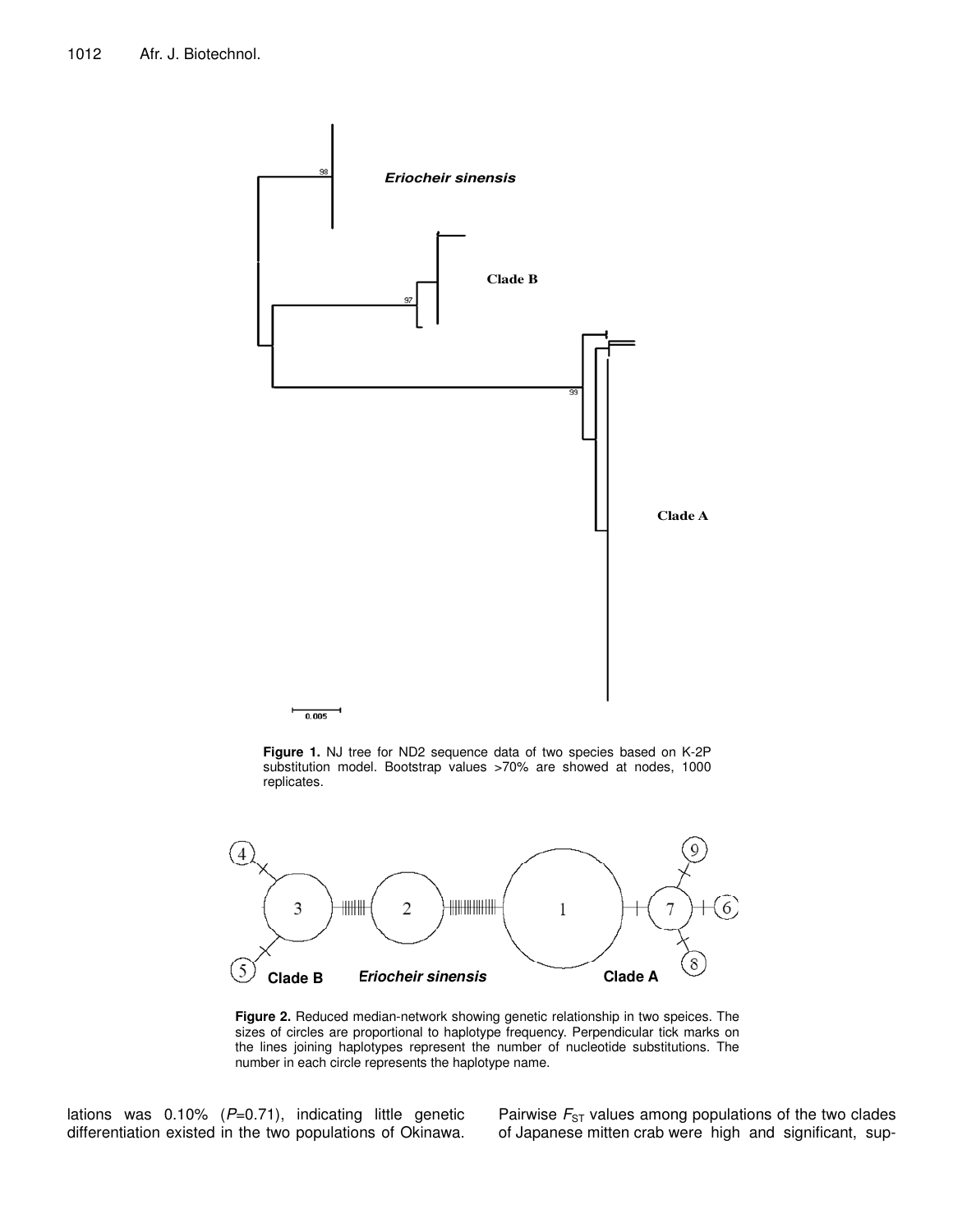**Figure 1.** NJ tree for ND2 sequence data of two species based on K-2P substitution model. Bootstrap values >70% are showed at nodes, 1000 replicates.

**Figure 2.** Reduced median-network showing genetic relationship in two speices. The sizes of circles are proportional to haplotype frequency. Perpendicular tick marks on the lines joining haplotypes represent the number of nucleotide substitutions. The number in each circle represents the haplotype name.

lations was 0.10% ($P$=0.71), indicating little genetic differentiation existed in the two populations of Okinawa.

Pairwise $F_{ST}$ values among populations of the two clades of Japanese mitten crab were high and significant, sup-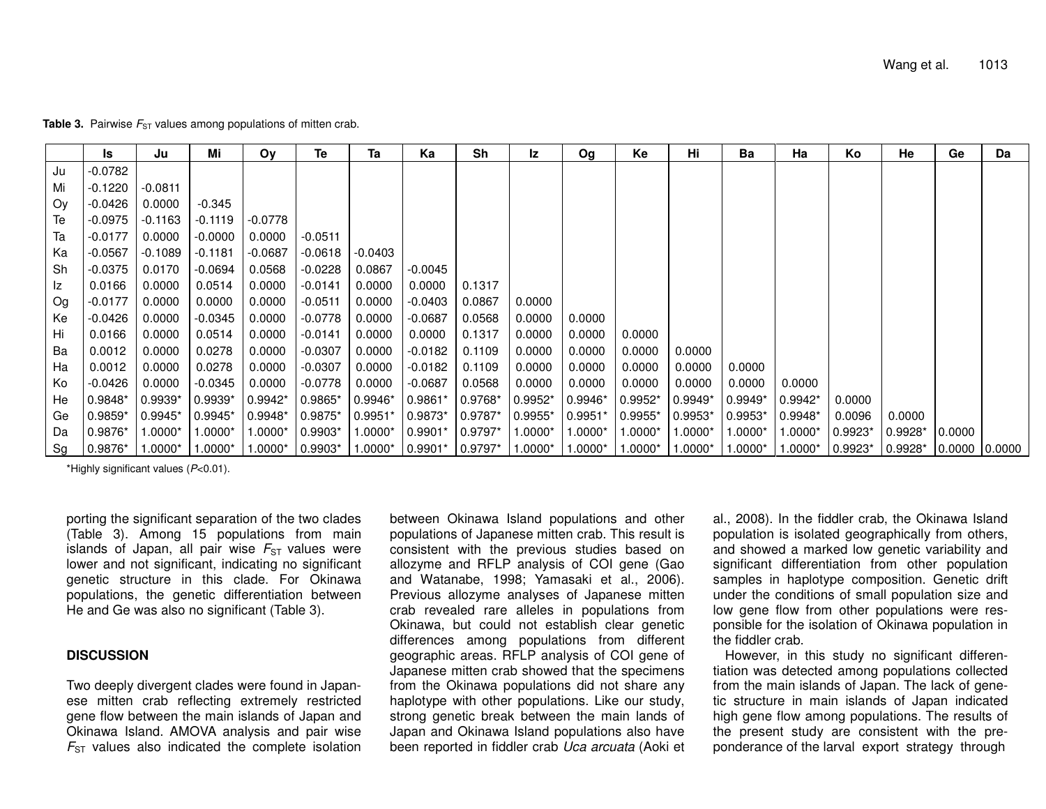**Table 3.** Pairwise $F_{ST}$ values among populations of mitten crab.

| | Is | Ju | Mi | Oy | Te | Ta | Ka | Sh | Iz | Og | Ke | Hi | Ba | Ha | Ko | He | Ge | Da |
|---|---|---|---|---|---|---|---|---|---|---|---|---|---|---|---|---|---|---|
| Ju | -0.0782 | | | | | | | | | | | | | | | | | |
| Mi | -0.1220 | -0.0811 | | | | | | | | | | | | | | | | |
| Oy | -0.0426 | 0.0000 | -0.345 | | | | | | | | | | | | | | | |
| Te | -0.0975 | -0.1163 | -0.1119 | -0.0778 | | | | | | | | | | | | | | |
| Ta | -0.0177 | 0.0000 | -0.0000 | 0.0000 | -0.0511 | | | | | | | | | | | | | |
| Ka | -0.0567 | -0.1089 | -0.1181 | -0.0687 | -0.0618 | -0.0403 | | | | | | | | | | | | |
| Sh | -0.0375 | 0.0170 | -0.0694 | 0.0568 | -0.0228 | 0.0867 | -0.0045 | | | | | | | | | | | |
| Iz | 0.0166 | 0.0000 | 0.0514 | 0.0000 | -0.0141 | 0.0000 | 0.0000 | 0.1317 | | | | | | | | | | |
| Og | -0.0177 | 0.0000 | 0.0000 | 0.0000 | -0.0511 | 0.0000 | -0.0403 | 0.0867 | 0.0000 | | | | | | | | | |
| Ke | -0.0426 | 0.0000 | -0.0345 | 0.0000 | -0.0778 | 0.0000 | -0.0687 | 0.0568 | 0.0000 | 0.0000 | | | | | | | | |
| Hi | 0.0166 | 0.0000 | 0.0514 | 0.0000 | -0.0141 | 0.0000 | 0.0000 | 0.1317 | 0.0000 | 0.0000 | 0.0000 | | | | | | | |
| Ba | 0.0012 | 0.0000 | 0.0278 | 0.0000 | -0.0307 | 0.0000 | -0.0182 | 0.1109 | 0.0000 | 0.0000 | 0.0000 | 0.0000 | | | | | | |
| Ha | 0.0012 | 0.0000 | 0.0278 | 0.0000 | -0.0307 | 0.0000 | -0.0182 | 0.1109 | 0.0000 | 0.0000 | 0.0000 | 0.0000 | 0.0000 | | | | | |
| Ko | -0.0426 | 0.0000 | -0.0345 | 0.0000 | -0.0778 | 0.0000 | -0.0687 | 0.0568 | 0.0000 | 0.0000 | 0.0000 | 0.0000 | 0.0000 | 0.0000 | | | | |
| He | 0.9848* | 0.9939* | 0.9939* | 0.9942* | 0.9865* | 0.9946* | 0.9861* | 0.9768* | 0.9952* | 0.9946* | 0.9952* | 0.9949* | 0.9949* | 0.9942* | 0.0000 | | | |
| Ge | 0.9859* | 0.9945* | 0.9945* | 0.9948* | 0.9875* | 0.9951* | 0.9873* | 0.9787* | 0.9955* | 0.9951* | 0.9955* | 0.9953* | 0.9953* | 0.9948* | 0.0096 | 0.0000 | | |
| Da | 0.9876* | 1.0000* | 1.0000* | 1.0000* | 0.9903* | 1.0000* | 0.9901* | 0.9797* | 1.0000* | 1.0000* | 1.0000* | 1.0000* | 1.0000* | 1.0000* | 0.9923* | 0.9928* | 0.0000 | |
| Sg | 0.9876* | 1.0000* | 1.0000* | 1.0000* | 0.9903* | 1.0000* | 0.9901* | 0.9797* | 1.0000* | 1.0000* | 1.0000* | 1.0000* | 1.0000* | 1.0000* | 0.9923* | 0.9928* | 0.0000 | 0.0000 |

*Highly significant values ($P$<0.01).

porting the significant separation of the two clades (Table 3). Among 15 populations from main islands of Japan, all pair wise $F_{ST}$ values were lower and not significant, indicating no significant genetic structure in this clade. For Okinawa populations, the genetic differentiation between He and Ge was also no significant (Table 3).

## DISCUSSION

Two deeply divergent clades were found in Japanese mitten crab reflecting extremely restricted gene flow between the main islands of Japan and Okinawa Island. AMOVA analysis and pair wise $F_{ST}$ values also indicated the complete isolation between Okinawa Island populations and other populations of Japanese mitten crab. This result is consistent with the previous studies based on allozyme and RFLP analysis of COI gene (Gao and Watanabe, 1998; Yamasaki et al., 2006). Previous allozyme analyses of Japanese mitten crab revealed rare alleles in populations from Okinawa, but could not establish clear genetic differences among populations from different geographic areas. RFLP analysis of COI gene of Japanese mitten crab showed that the specimens from the Okinawa populations did not share any haplotype with other populations. Like our study, strong genetic break between the main lands of Japan and Okinawa Island populations also have been reported in fiddler crab *Uca arcuata* (Aoki et al., 2008). In the fiddler crab, the Okinawa Island population is isolated geographically from others, and showed a marked low genetic variability and significant differentiation from other population samples in haplotype composition. Genetic drift under the conditions of small population size and low gene flow from other populations were responsible for the isolation of Okinawa population in the fiddler crab.

However, in this study no significant differentiation was detected among populations collected from the main islands of Japan. The lack of genetic structure in main islands of Japan indicated high gene flow among populations. The results of the present study are consistent with the preponderance of the larval export strategy through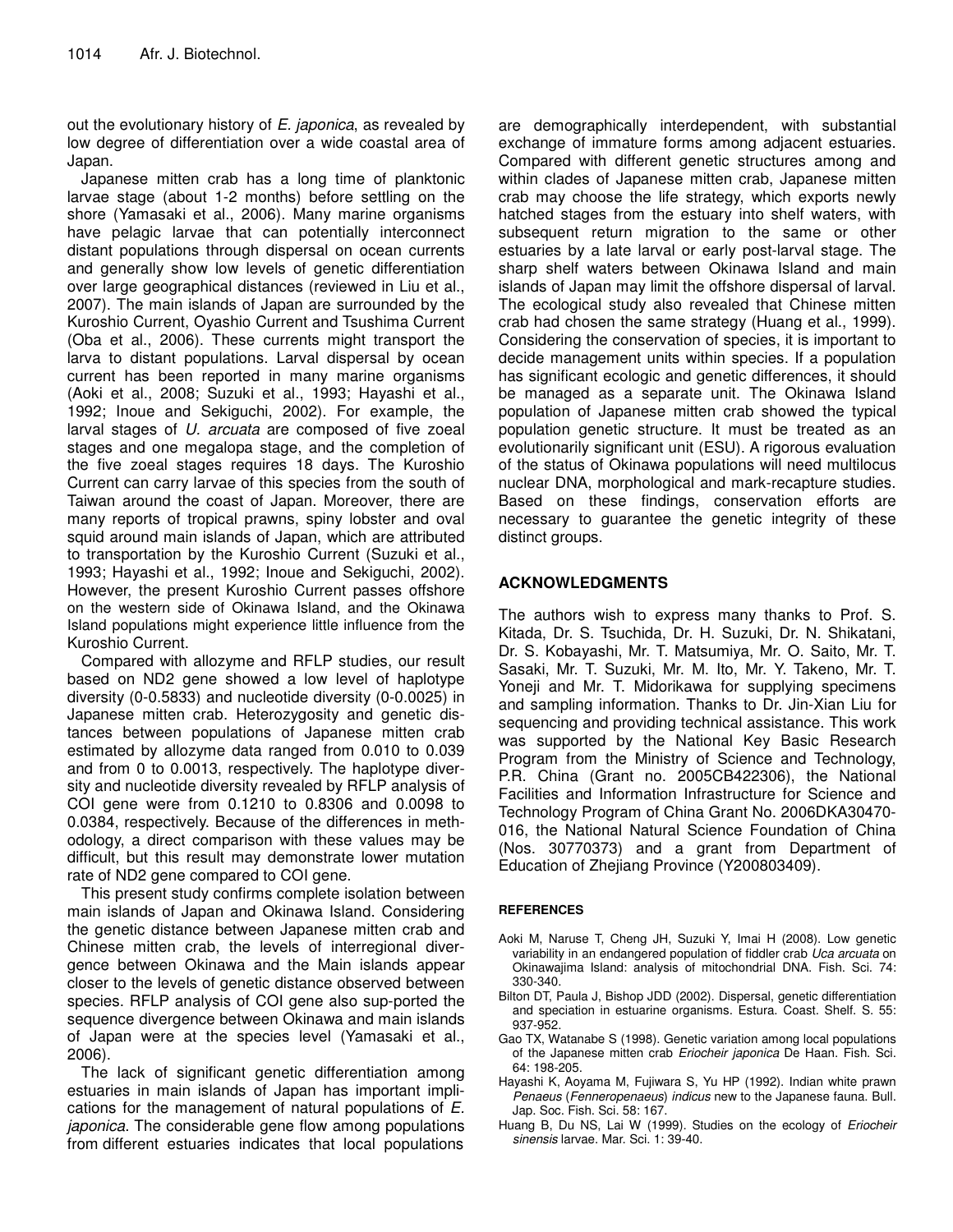out the evolutionary history of *E. japonica*, as revealed by low degree of differentiation over a wide coastal area of Japan.

Japanese mitten crab has a long time of planktonic larvae stage (about 1-2 months) before settling on the shore (Yamasaki et al., 2006). Many marine organisms have pelagic larvae that can potentially interconnect distant populations through dispersal on ocean currents and generally show low levels of genetic differentiation over large geographical distances (reviewed in Liu et al., 2007). The main islands of Japan are surrounded by the Kuroshio Current, Oyashio Current and Tsushima Current (Oba et al., 2006). These currents might transport the larva to distant populations. Larval dispersal by ocean current has been reported in many marine organisms (Aoki et al., 2008; Suzuki et al., 1993; Hayashi et al., 1992; Inoue and Sekiguchi, 2002). For example, the larval stages of *U. arcuata* are composed of five zoeal stages and one megalopa stage, and the completion of the five zoeal stages requires 18 days. The Kuroshio Current can carry larvae of this species from the south of Taiwan around the coast of Japan. Moreover, there are many reports of tropical prawns, spiny lobster and oval squid around main islands of Japan, which are attributed to transportation by the Kuroshio Current (Suzuki et al., 1993; Hayashi et al., 1992; Inoue and Sekiguchi, 2002). However, the present Kuroshio Current passes offshore on the western side of Okinawa Island, and the Okinawa Island populations might experience little influence from the Kuroshio Current.

Compared with allozyme and RFLP studies, our result based on ND2 gene showed a low level of haplotype diversity (0-0.5833) and nucleotide diversity (0-0.0025) in Japanese mitten crab. Heterozygosity and genetic distances between populations of Japanese mitten crab estimated by allozyme data ranged from 0.010 to 0.039 and from 0 to 0.0013, respectively. The haplotype diversity and nucleotide diversity revealed by RFLP analysis of COI gene were from 0.1210 to 0.8306 and 0.0098 to 0.0384, respectively. Because of the differences in methodology, a direct comparison with these values may be difficult, but this result may demonstrate lower mutation rate of ND2 gene compared to COI gene.

This present study confirms complete isolation between main islands of Japan and Okinawa Island. Considering the genetic distance between Japanese mitten crab and Chinese mitten crab, the levels of interregional divergence between Okinawa and the Main islands appear closer to the levels of genetic distance observed between species. RFLP analysis of COI gene also sup-ported the sequence divergence between Okinawa and main islands of Japan were at the species level (Yamasaki et al., 2006).

The lack of significant genetic differentiation among estuaries in main islands of Japan has important implications for the management of natural populations of *E. japonica*. The considerable gene flow among populations from different estuaries indicates that local populations are demographically interdependent, with substantial exchange of immature forms among adjacent estuaries. Compared with different genetic structures among and within clades of Japanese mitten crab, Japanese mitten crab may choose the life strategy, which exports newly hatched stages from the estuary into shelf waters, with subsequent return migration to the same or other estuaries by a late larval or early post-larval stage. The sharp shelf waters between Okinawa Island and main islands of Japan may limit the offshore dispersal of larval. The ecological study also revealed that Chinese mitten crab had chosen the same strategy (Huang et al., 1999). Considering the conservation of species, it is important to decide management units within species. If a population has significant ecologic and genetic differences, it should be managed as a separate unit. The Okinawa Island population of Japanese mitten crab showed the typical population genetic structure. It must be treated as an evolutionarily significant unit (ESU). A rigorous evaluation of the status of Okinawa populations will need multilocus nuclear DNA, morphological and mark-recapture studies. Based on these findings, conservation efforts are necessary to guarantee the genetic integrity of these distinct groups.

## ACKNOWLEDGMENTS

The authors wish to express many thanks to Prof. S. Kitada, Dr. S. Tsuchida, Dr. H. Suzuki, Dr. N. Shikatani, Dr. S. Kobayashi, Mr. T. Matsumiya, Mr. O. Saito, Mr. T. Sasaki, Mr. T. Suzuki, Mr. M. Ito, Mr. Y. Takeno, Mr. T. Yoneji and Mr. T. Midorikawa for supplying specimens and sampling information. Thanks to Dr. Jin-Xian Liu for sequencing and providing technical assistance. This work was supported by the National Key Basic Research Program from the Ministry of Science and Technology, P.R. China (Grant no. 2005CB422306), the National Facilities and Information Infrastructure for Science and Technology Program of China Grant No. 2006DKA30470-016, the National Natural Science Foundation of China (Nos. 30770373) and a grant from Department of Education of Zhejiang Province (Y200803409).

## REFERENCES

Aoki M, Naruse T, Cheng JH, Suzuki Y, Imai H (2008). Low genetic variability in an endangered population of fiddler crab *Uca arcuata* on Okinawajima Island: analysis of mitochondrial DNA. Fish. Sci. 74: 330-340.

Bilton DT, Paula J, Bishop JDD (2002). Dispersal, genetic differentiation and speciation in estuarine organisms. Estura. Coast. Shelf. S. 55: 937-952.

Gao TX, Watanabe S (1998). Genetic variation among local populations of the Japanese mitten crab *Eriocheir japonica* De Haan. Fish. Sci. 64: 198-205.

Hayashi K, Aoyama M, Fujiwara S, Yu HP (1992). Indian white prawn *Penaeus* (*Fenneropenaeus*) *indicus* new to the Japanese fauna. Bull. Jap. Soc. Fish. Sci. 58: 167.

Huang B, Du NS, Lai W (1999). Studies on the ecology of *Eriocheir sinensis* larvae. Mar. Sci. 1: 39-40.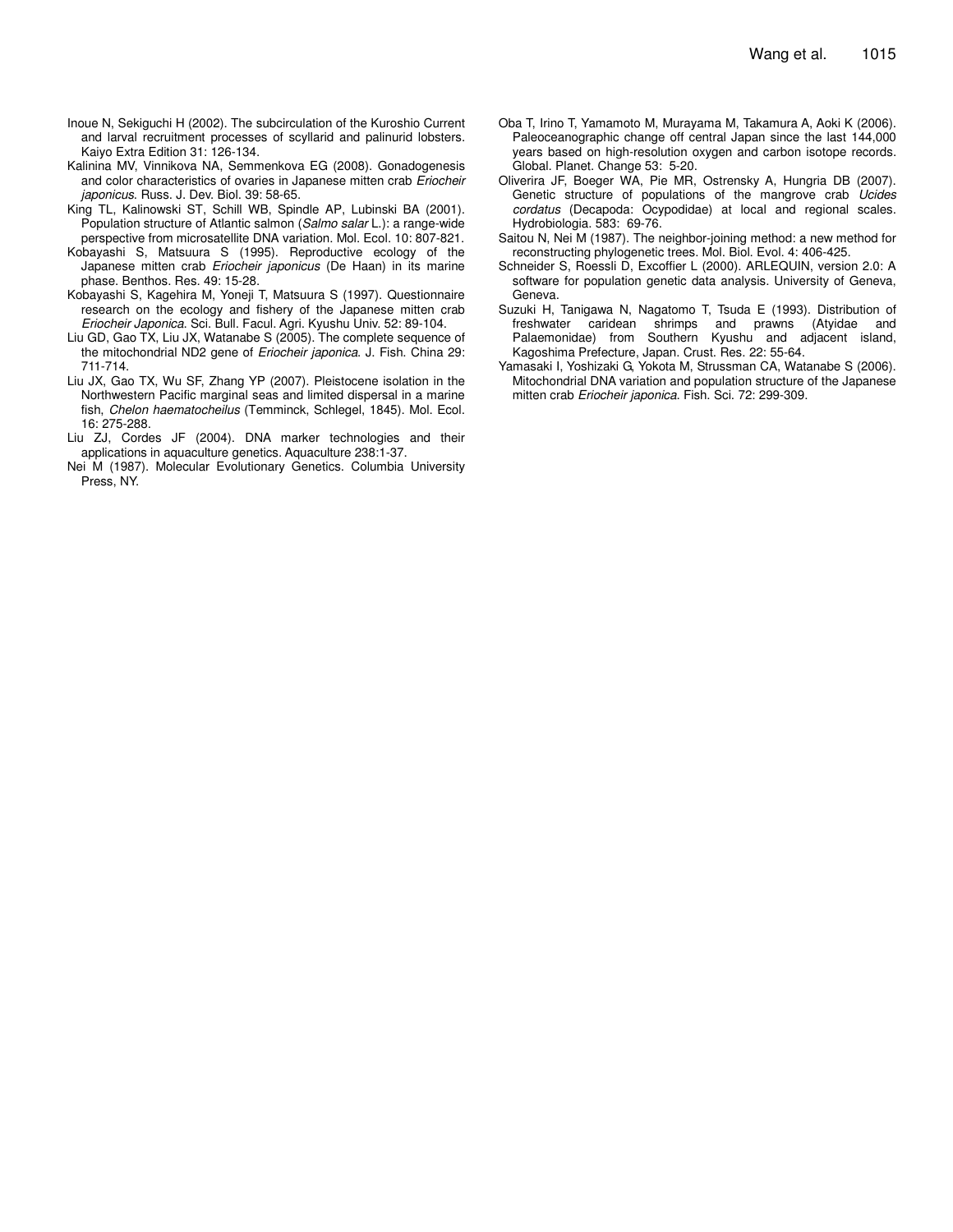Inoue N, Sekiguchi H (2002). The subcirculation of the Kuroshio Current and larval recruitment processes of scyllarid and palinurid lobsters. Kaiyo Extra Edition 31: 126-134.

Kalinina MV, Vinnikova NA, Semmenkova EG (2008). Gonadogenesis and color characteristics of ovaries in Japanese mitten crab *Eriocheir japonicus*. Russ. J. Dev. Biol. 39: 58-65.

King TL, Kalinowski ST, Schill WB, Spindle AP, Lubinski BA (2001). Population structure of Atlantic salmon (*Salmo salar* L.): a range-wide perspective from microsatellite DNA variation. Mol. Ecol. 10: 807-821.

Kobayashi S, Matsuura S (1995). Reproductive ecology of the Japanese mitten crab *Eriocheir japonicus* (De Haan) in its marine phase. Benthos. Res. 49: 15-28.

Kobayashi S, Kagehira M, Yoneji T, Matsuura S (1997). Questionnaire research on the ecology and fishery of the Japanese mitten crab *Eriocheir Japonica*. Sci. Bull. Facul. Agri. Kyushu Univ. 52: 89-104.

Liu GD, Gao TX, Liu JX, Watanabe S (2005). The complete sequence of the mitochondrial ND2 gene of *Eriocheir japonica*. J. Fish. China 29: 711-714.

Liu JX, Gao TX, Wu SF, Zhang YP (2007). Pleistocene isolation in the Northwestern Pacific marginal seas and limited dispersal in a marine fish, *Chelon haematocheilus* (Temminck, Schlegel, 1845). Mol. Ecol. 16: 275-288.

Liu ZJ, Cordes JF (2004). DNA marker technologies and their applications in aquaculture genetics. Aquaculture 238:1-37.

Nei M (1987). Molecular Evolutionary Genetics. Columbia University Press, NY.

Oba T, Irino T, Yamamoto M, Murayama M, Takamura A, Aoki K (2006). Paleoceanographic change off central Japan since the last 144,000 years based on high-resolution oxygen and carbon isotope records. Global. Planet. Change 53: 5-20.

Oliverira JF, Boeger WA, Pie MR, Ostrensky A, Hungria DB (2007). Genetic structure of populations of the mangrove crab *Ucides cordatus* (Decapoda: Ocypodidae) at local and regional scales. Hydrobiologia. 583: 69-76.

Saitou N, Nei M (1987). The neighbor-joining method: a new method for reconstructing phylogenetic trees. Mol. Biol. Evol. 4: 406-425.

Schneider S, Roessli D, Excoffier L (2000). ARLEQUIN, version 2.0: A software for population genetic data analysis. University of Geneva, Geneva.

Suzuki H, Tanigawa N, Nagatomo T, Tsuda E (1993). Distribution of freshwater caridean shrimps and prawns (Atyidae and Palaemonidae) from Southern Kyushu and adjacent island, Kagoshima Prefecture, Japan. Crust. Res. 22: 55-64.

Yamasaki I, Yoshizaki G, Yokota M, Strussman CA, Watanabe S (2006). Mitochondrial DNA variation and population structure of the Japanese mitten crab *Eriocheir japonica*. Fish. Sci. 72: 299-309.